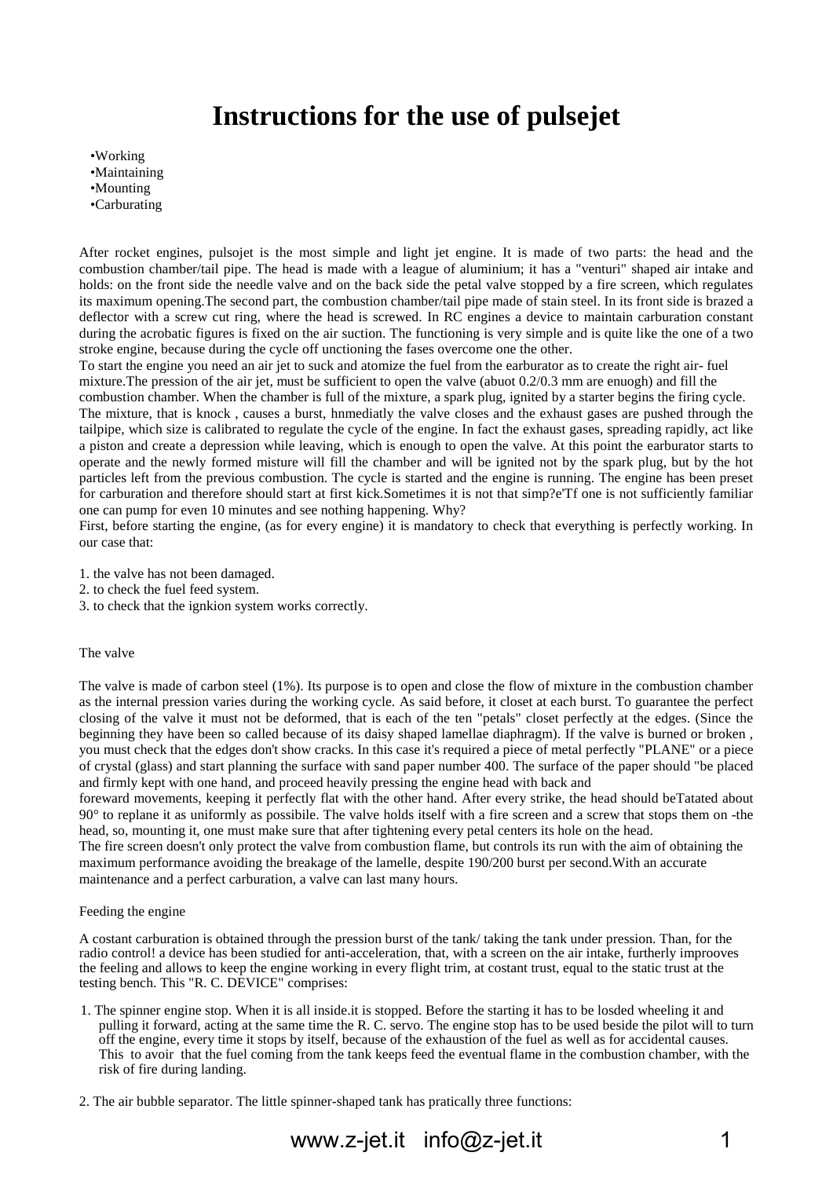# Instructions for the use of pulsejet

- •Working
- •Maintaining
- •Mounting
- •Carburating

After rocket engines, pulsojet is the most simple and light jet engine. It is made of two parts: the head and the combustion chamber/tail pipe. The head is made with a league of aluminium; it has a "venturi" shaped air intake and holds: on the front side the needle valve and on the back side the petal valve stopped by a fire screen, which regulates its maximum opening.The second part, the combustion chamber/tail pipe made of stain steel. In its front side is brazed a deflector with a screw cut ring, where the head is screwed. In RC engines a device to maintain carburation constant during the acrobatic figures is fixed on the air suction. The functioning is very simple and is quite like the one of a two stroke engine, because during the cycle off unctioning the fases overcome one the other.

To start the engine you need an air jet to suck and atomize the fuel from the earburator as to create the right air- fuel mixture.The pression of the air jet, must be sufficient to open the valve (abuot 0.2/0.3 mm are enuogh) and fill the combustion chamber. When the chamber is full of the mixture, a spark plug, ignited by a starter begins the firing cycle. The mixture, that is knock , causes a burst, hnmediatly the valve closes and the exhaust gases are pushed through the tailpipe, which size is calibrated to regulate the cycle of the engine. In fact the exhaust gases, spreading rapidly, act like a piston and create a depression while leaving, which is enough to open the valve. At this point the earburator starts to operate and the newly formed misture will fill the chamber and will be ignited not by the spark plug, but by the hot particles left from the previous combustion. The cycle is started and the engine is running. The engine has been preset for carburation and therefore should start at first kick.Sometimes it is not that simp?e'Tf one is not sufficiently familiar one can pump for even 10 minutes and see nothing happening. Why?

First, before starting the engine, (as for every engine) it is mandatory to check that everything is perfectly working. In our case that:

1. the valve has not been damaged.
2. to check the fuel feed system.
3. to check that the ignkion system works correctly.

The valve

The valve is made of carbon steel (1%). Its purpose is to open and close the flow of mixture in the combustion chamber as the internal pression varies during the working cycle. As said before, it closet at each burst. To guarantee the perfect closing of the valve it must not be deformed, that is each of the ten "petals" closet perfectly at the edges. (Since the beginning they have been so called because of its daisy shaped lamellae diaphragm). If the valve is burned or broken , you must check that the edges don't show cracks. In this case it's required a piece of metal perfectly "PLANE" or a piece of crystal (glass) and start planning the surface with sand paper number 400. The surface of the paper should "be placed and firmly kept with one hand, and proceed heavily pressing the engine head with back and foreward movements, keeping it perfectly flat with the other hand. After every strike, the head should beTatated about 90° to replane it as uniformly as possibile. The valve holds itself with a fire screen and a screw that stops them on -the head, so, mounting it, one must make sure that after tightening every petal centers its hole on the head.

The fire screen doesn't only protect the valve from combustion flame, but controls its run with the aim of obtaining the maximum performance avoiding the breakage of the lamelle, despite 190/200 burst per second.With an accurate maintenance and a perfect carburation, a valve can last many hours.

Feeding the engine

A costant carburation is obtained through the pression burst of the tank/ taking the tank under pression. Than, for the radio control! a device has been studied for anti-acceleration, that, with a screen on the air intake, furtherly improoves the feeling and allows to keep the engine working in every flight trim, at costant trust, equal to the static trust at the testing bench. This "R. C. DEVICE" comprises:

1. The spinner engine stop. When it is all inside.it is stopped. Before the starting it has to be losded wheeling it and pulling it forward, acting at the same time the R. C. servo. The engine stop has to be used beside the pilot will to turn off the engine, every time it stops by itself, because of the exhaustion of the fuel as well as for accidental causes. This to avoir that the fuel coming from the tank keeps feed the eventual flame in the combustion chamber, with the risk of fire during landing.
2. The air bubble separator. The little spinner-shaped tank has pratically three functions: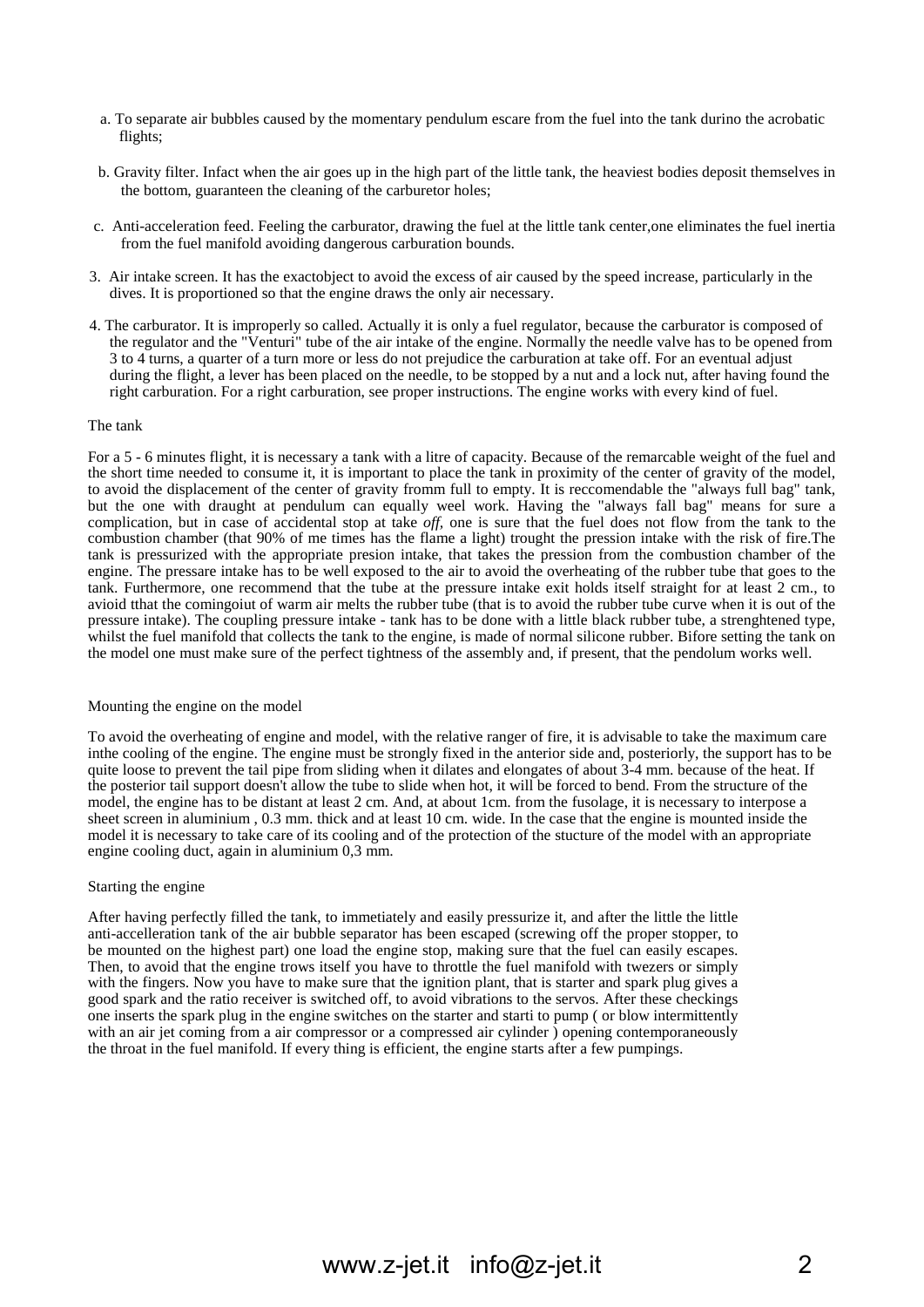a. To separate air bubbles caused by the momentary pendulum escare from the fuel into the tank durino the acrobatic flights;

b. Gravity filter. Infact when the air goes up in the high part of the little tank, the heaviest bodies deposit themselves in the bottom, guaranteen the cleaning of the carburetor holes;

c. Anti-acceleration feed. Feeling the carburator, drawing the fuel at the little tank center,one eliminates the fuel inertia from the fuel manifold avoiding dangerous carburation bounds.

3. Air intake screen. It has the exactobject to avoid the excess of air caused by the speed increase, particularly in the dives. It is proportioned so that the engine draws the only air necessary.

4. The carburator. It is improperly so called. Actually it is only a fuel regulator, because the carburator is composed of the regulator and the "Venturi" tube of the air intake of the engine. Normally the needle valve has to be opened from 3 to 4 turns, a quarter of a turn more or less do not prejudice the carburation at take off. For an eventual adjust during the flight, a lever has been placed on the needle, to be stopped by a nut and a lock nut, after having found the right carburation. For a right carburation, see proper instructions. The engine works with every kind of fuel.

The tank

For a 5 - 6 minutes flight, it is necessary a tank with a litre of capacity. Because of the remarcable weight of the fuel and the short time needed to consume it, it is important to place the tank in proximity of the center of gravity of the model, to avoid the displacement of the center of gravity fromm full to empty. It is reccomendable the "always full bag" tank, but the one with draught at pendulum can equally weel work. Having the "always fall bag" means for sure a complication, but in case of accidental stop at take *off,* one is sure that the fuel does not flow from the tank to the combustion chamber (that 90% of me times has the flame a light) trought the pression intake with the risk of fire.The tank is pressurized with the appropriate presion intake, that takes the pression from the combustion chamber of the engine. The pressare intake has to be well exposed to the air to avoid the overheating of the rubber tube that goes to the tank. Furthermore, one recommend that the tube at the pressure intake exit holds itself straight for at least 2 cm., to avioid tthat the comingoiut of warm air melts the rubber tube (that is to avoid the rubber tube curve when it is out of the pressure intake). The coupling pressure intake - tank has to be done with a little black rubber tube, a strenghtened type, whilst the fuel manifold that collects the tank to the engine, is made of normal silicone rubber. Bifore setting the tank on the model one must make sure of the perfect tightness of the assembly and, if present, that the pendolum works well.

Mounting the engine on the model

To avoid the overheating of engine and model, with the relative ranger of fire, it is advisable to take the maximum care inthe cooling of the engine. The engine must be strongly fixed in the anterior side and, posteriorly, the support has to be quite loose to prevent the tail pipe from sliding when it dilates and elongates of about 3-4 mm. because of the heat. If the posterior tail support doesn't allow the tube to slide when hot, it will be forced to bend. From the structure of the model, the engine has to be distant at least 2 cm. And, at about 1cm. from the fusolage, it is necessary to interpose a sheet screen in aluminium , 0.3 mm. thick and at least 10 cm. wide. In the case that the engine is mounted inside the model it is necessary to take care of its cooling and of the protection of the stucture of the model with an appropriate engine cooling duct, again in aluminium 0,3 mm.

Starting the engine

After having perfectly filled the tank, to immetiately and easily pressurize it, and after the little the little anti-accelleration tank of the air bubble separator has been escaped (screwing off the proper stopper, to be mounted on the highest part) one load the engine stop, making sure that the fuel can easily escapes. Then, to avoid that the engine trows itself you have to throttle the fuel manifold with twezers or simply with the fingers. Now you have to make sure that the ignition plant, that is starter and spark plug gives a good spark and the ratio receiver is switched off, to avoid vibrations to the servos. After these checkings one inserts the spark plug in the engine switches on the starter and starti to pump ( or blow intermittently with an air jet coming from a air compressor or a compressed air cylinder ) opening contemporaneously the throat in the fuel manifold. If every thing is efficient, the engine starts after a few pumpings.

www.z-jet.it info@z-jet.it